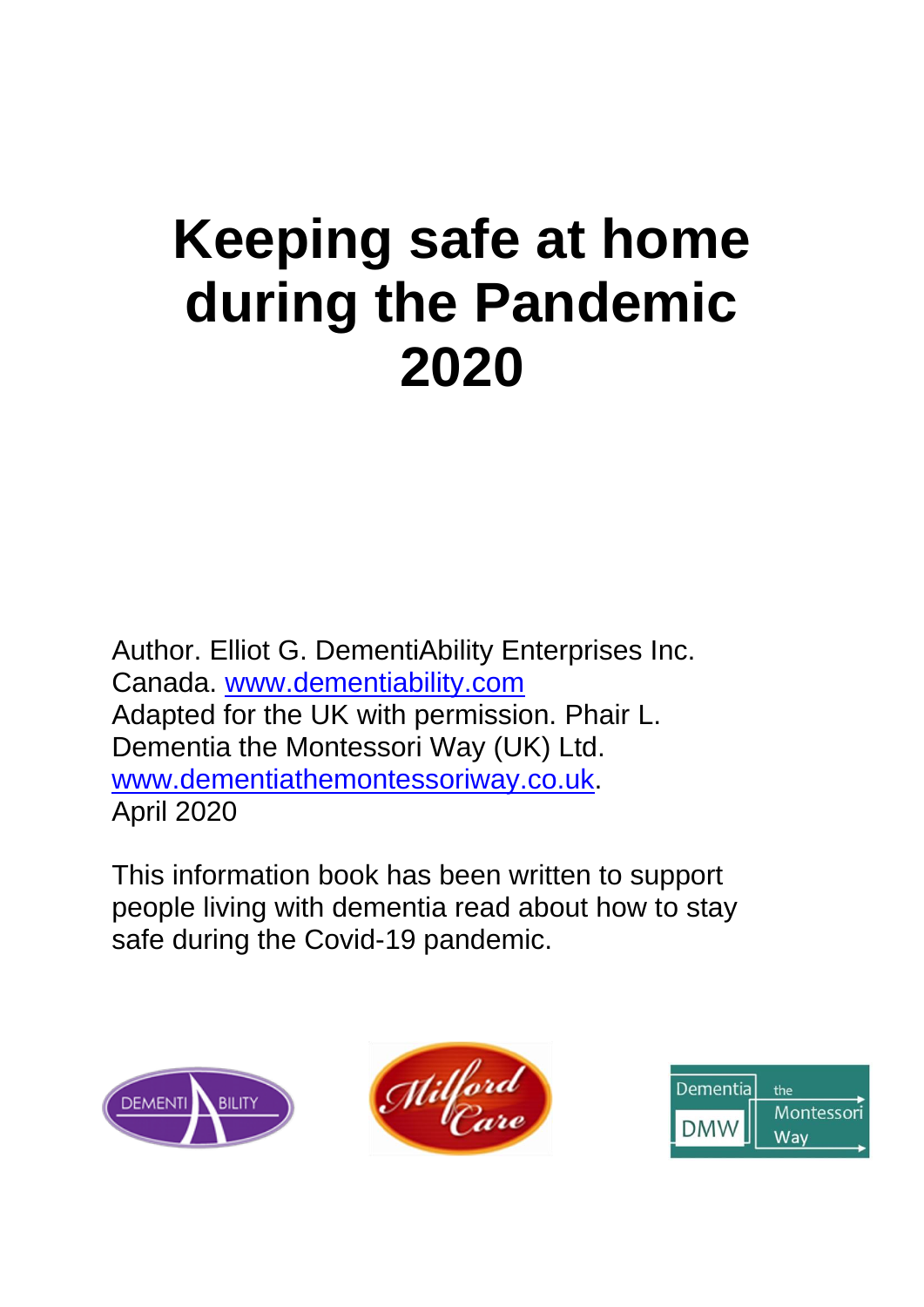# Keeping safe at home during the Pandemic 2020

Author. Elliot G. DementiAbility Enterprises Inc. Canada. [www.dementiability.com](http://www.dementiability.com)
Adapted for the UK with permission. Phair L. Dementia the Montessori Way (UK) Ltd. [www.dementiathemontessoriway.co.uk](http://www.dementiathemontessoriway.co.uk).
April 2020

This information book has been written to support people living with dementia read about how to stay safe during the Covid-19 pandemic.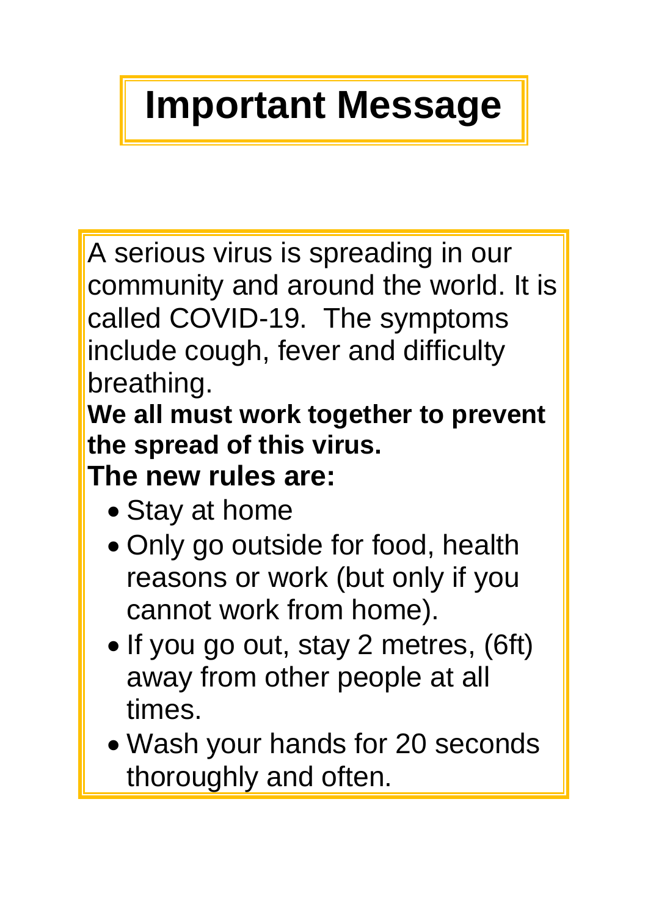# Important Message

A serious virus is spreading in our community and around the world. It is called COVID-19.  The symptoms include cough, fever and difficulty breathing.

**We all must work together to prevent the spread of this virus.**

**The new rules are:**

- Stay at home
- Only go outside for food, health reasons or work (but only if you cannot work from home).
- If you go out, stay 2 metres, (6ft) away from other people at all times.
- Wash your hands for 20 seconds thoroughly and often.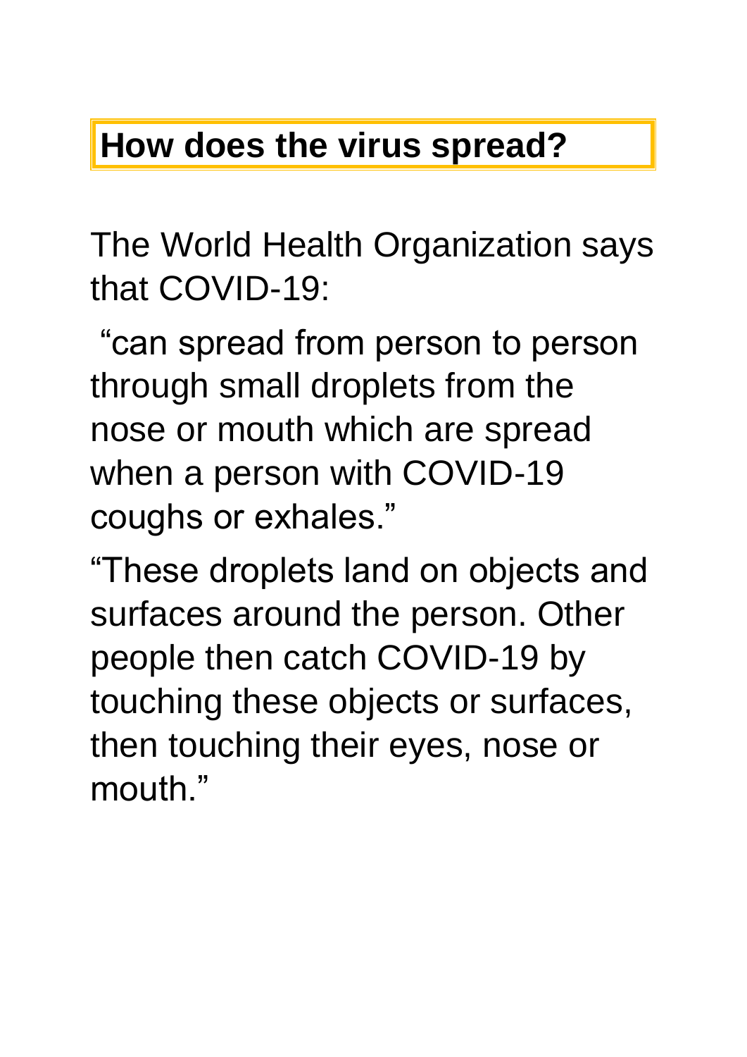## How does the virus spread?

The World Health Organization says that COVID-19:

"can spread from person to person through small droplets from the nose or mouth which are spread when a person with COVID-19 coughs or exhales."

"These droplets land on objects and surfaces around the person. Other people then catch COVID-19 by touching these objects or surfaces, then touching their eyes, nose or mouth."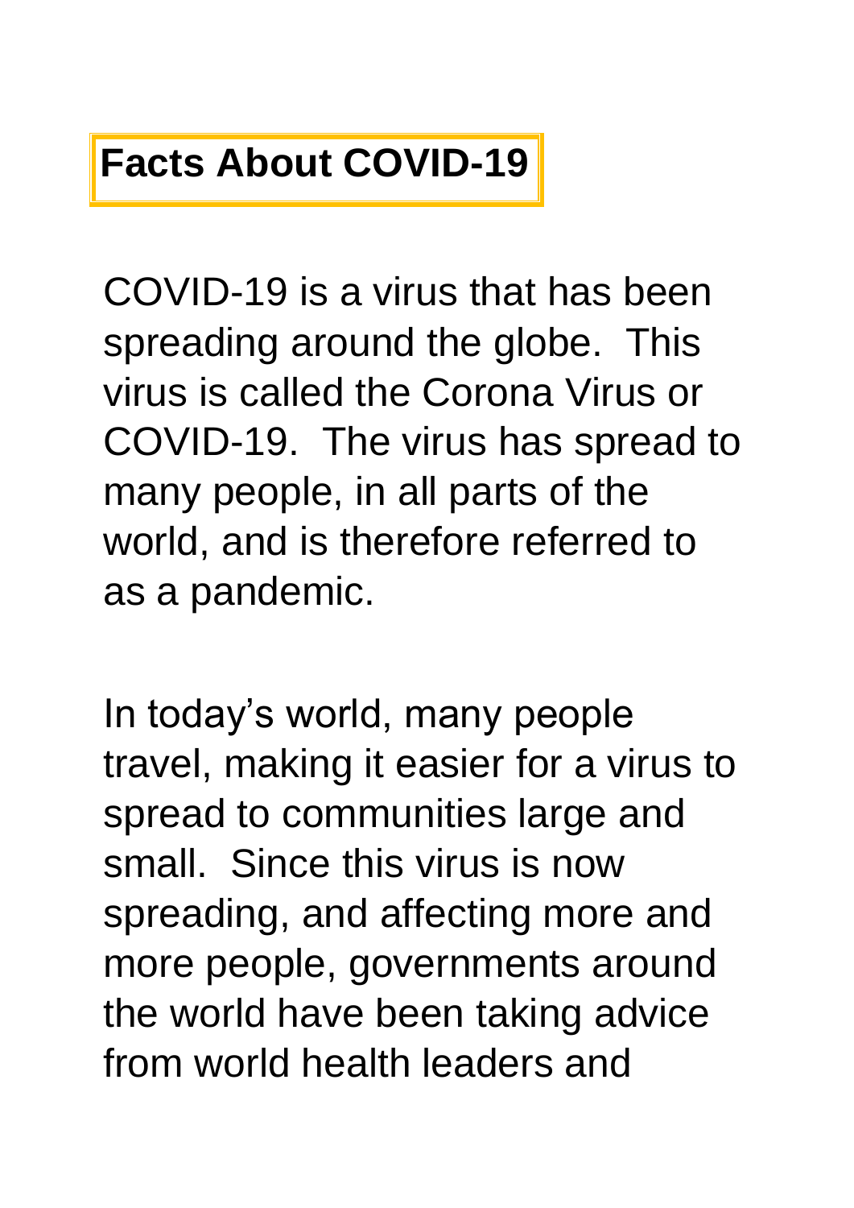# Facts About COVID-19

COVID-19 is a virus that has been spreading around the globe. This virus is called the Corona Virus or COVID-19. The virus has spread to many people, in all parts of the world, and is therefore referred to as a pandemic.

In today's world, many people travel, making it easier for a virus to spread to communities large and small. Since this virus is now spreading, and affecting more and more people, governments around the world have been taking advice from world health leaders and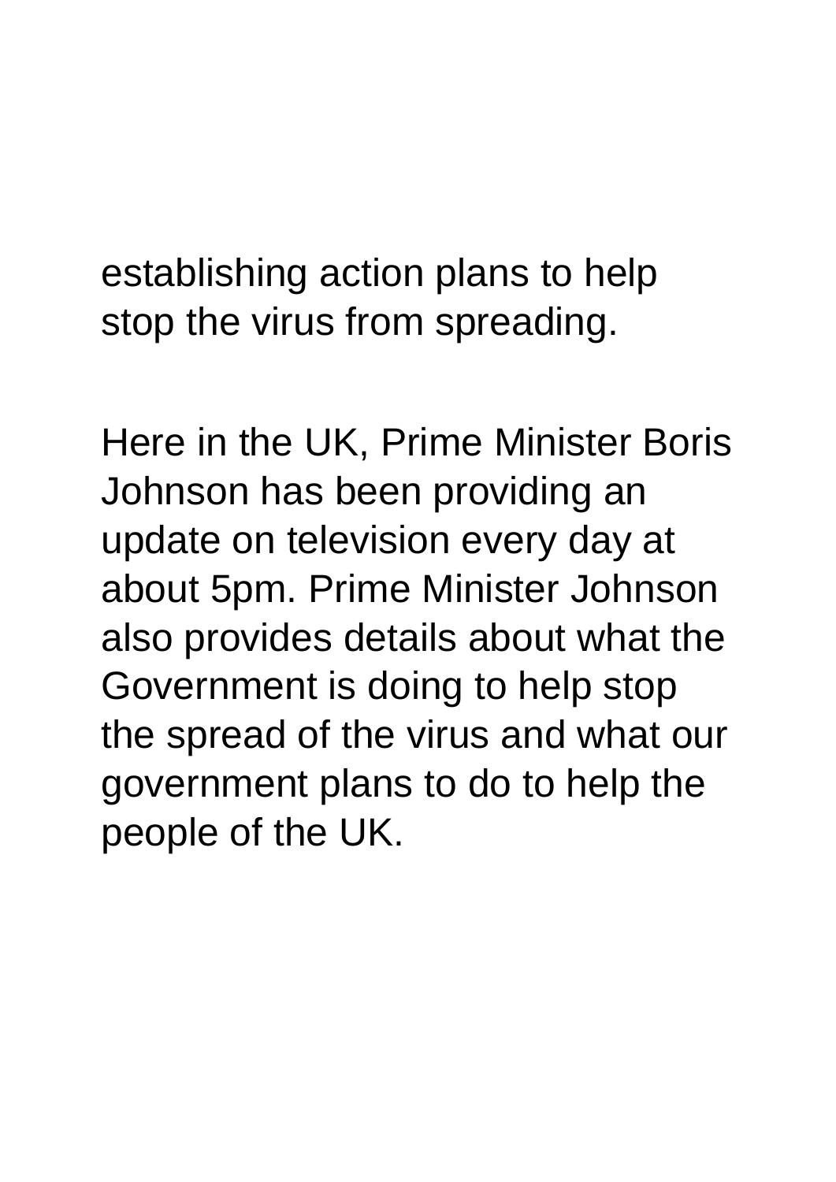establishing action plans to help stop the virus from spreading.

Here in the UK, Prime Minister Boris Johnson has been providing an update on television every day at about 5pm. Prime Minister Johnson also provides details about what the Government is doing to help stop the spread of the virus and what our government plans to do to help the people of the UK.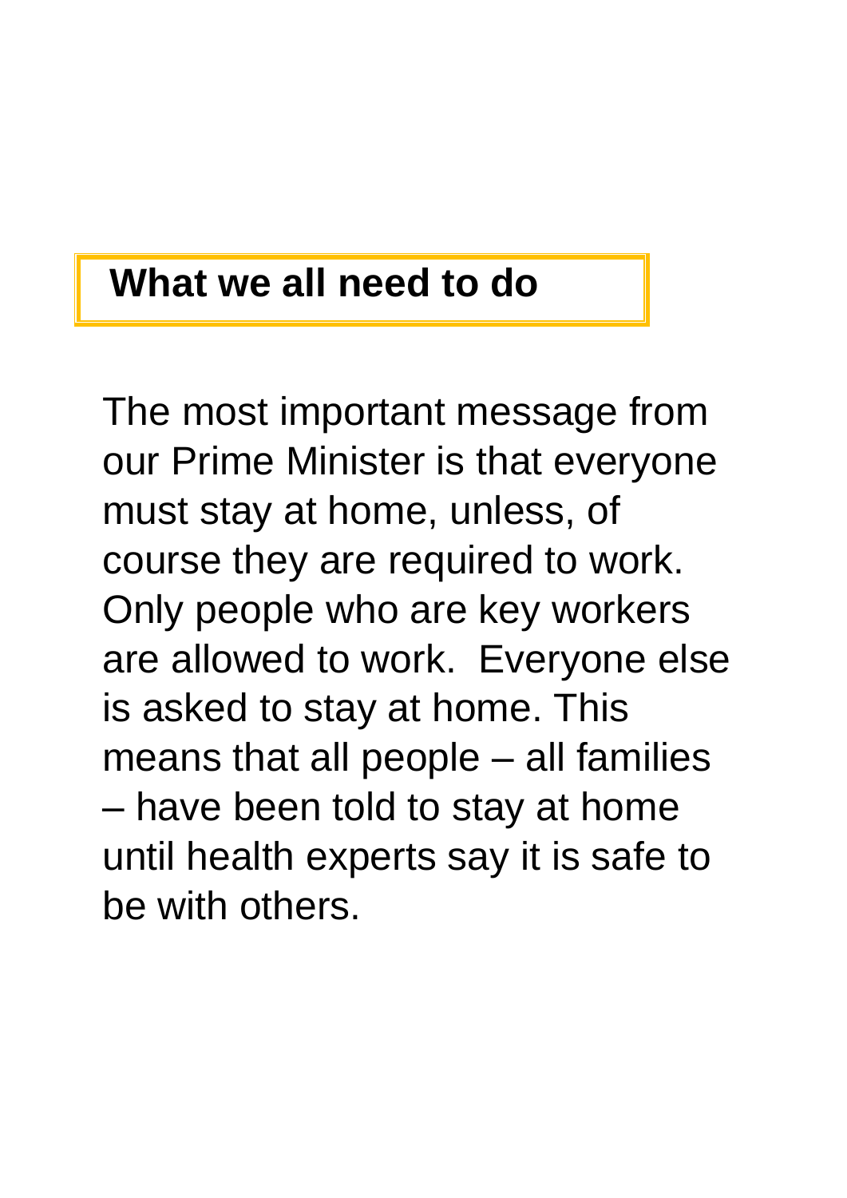## What we all need to do

The most important message from our Prime Minister is that everyone must stay at home, unless, of course they are required to work. Only people who are key workers are allowed to work. Everyone else is asked to stay at home. This means that all people – all families – have been told to stay at home until health experts say it is safe to be with others.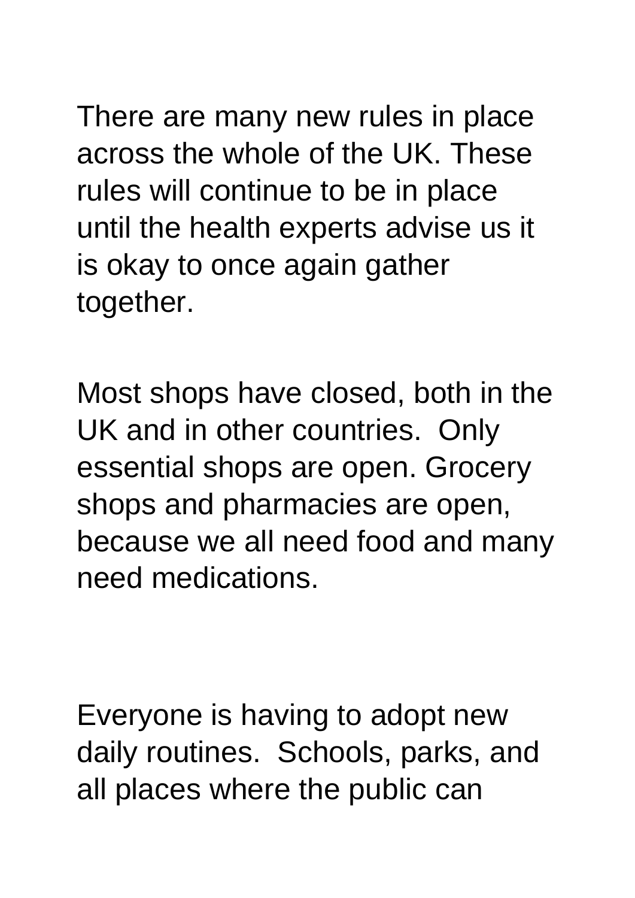There are many new rules in place across the whole of the UK. These rules will continue to be in place until the health experts advise us it is okay to once again gather together.

Most shops have closed, both in the UK and in other countries.  Only essential shops are open. Grocery shops and pharmacies are open, because we all need food and many need medications.

Everyone is having to adopt new daily routines.  Schools, parks, and all places where the public can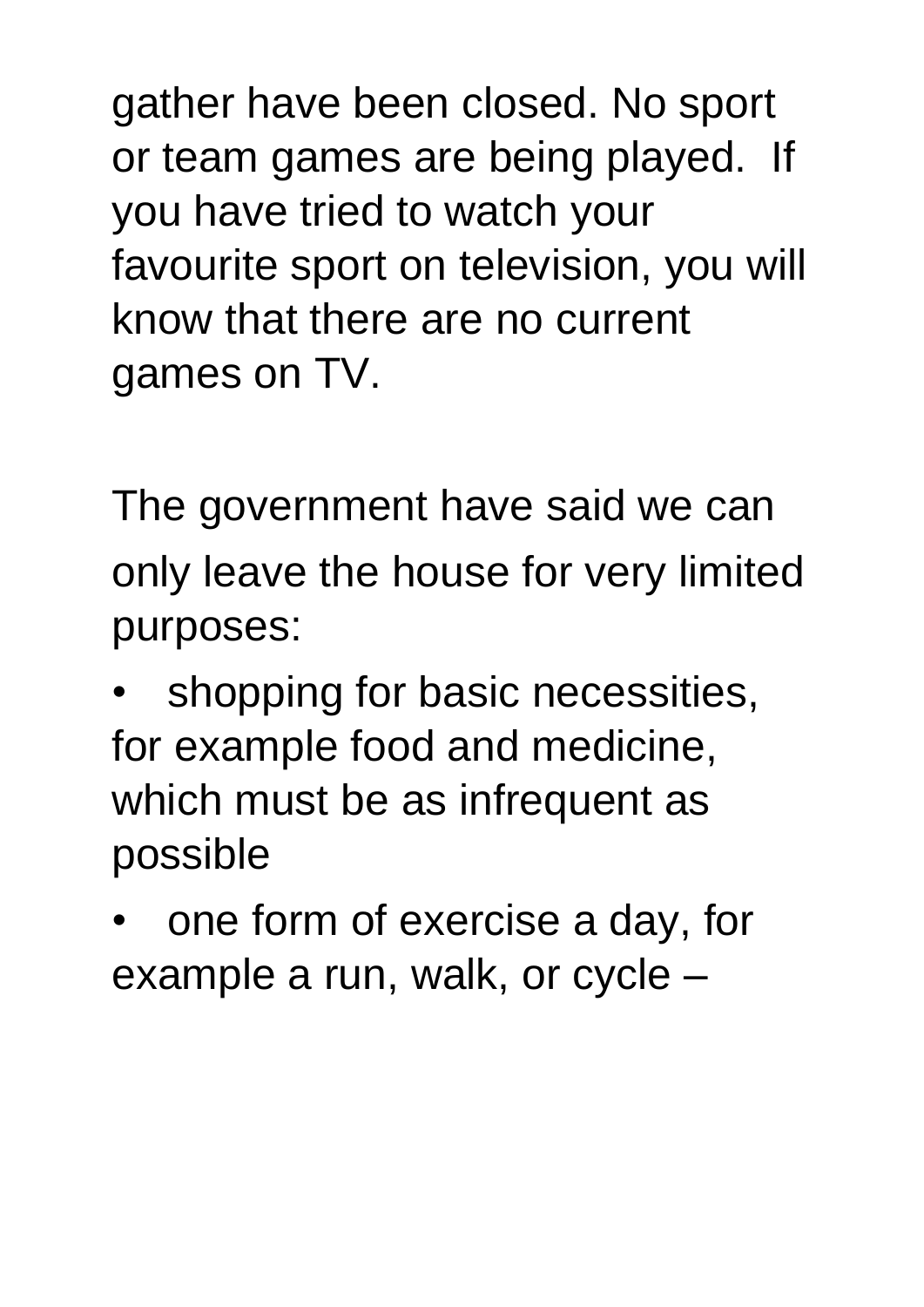gather have been closed. No sport or team games are being played. If you have tried to watch your favourite sport on television, you will know that there are no current games on TV.

The government have said we can only leave the house for very limited purposes:

- shopping for basic necessities, for example food and medicine, which must be as infrequent as possible
- one form of exercise a day, for example a run, walk, or cycle –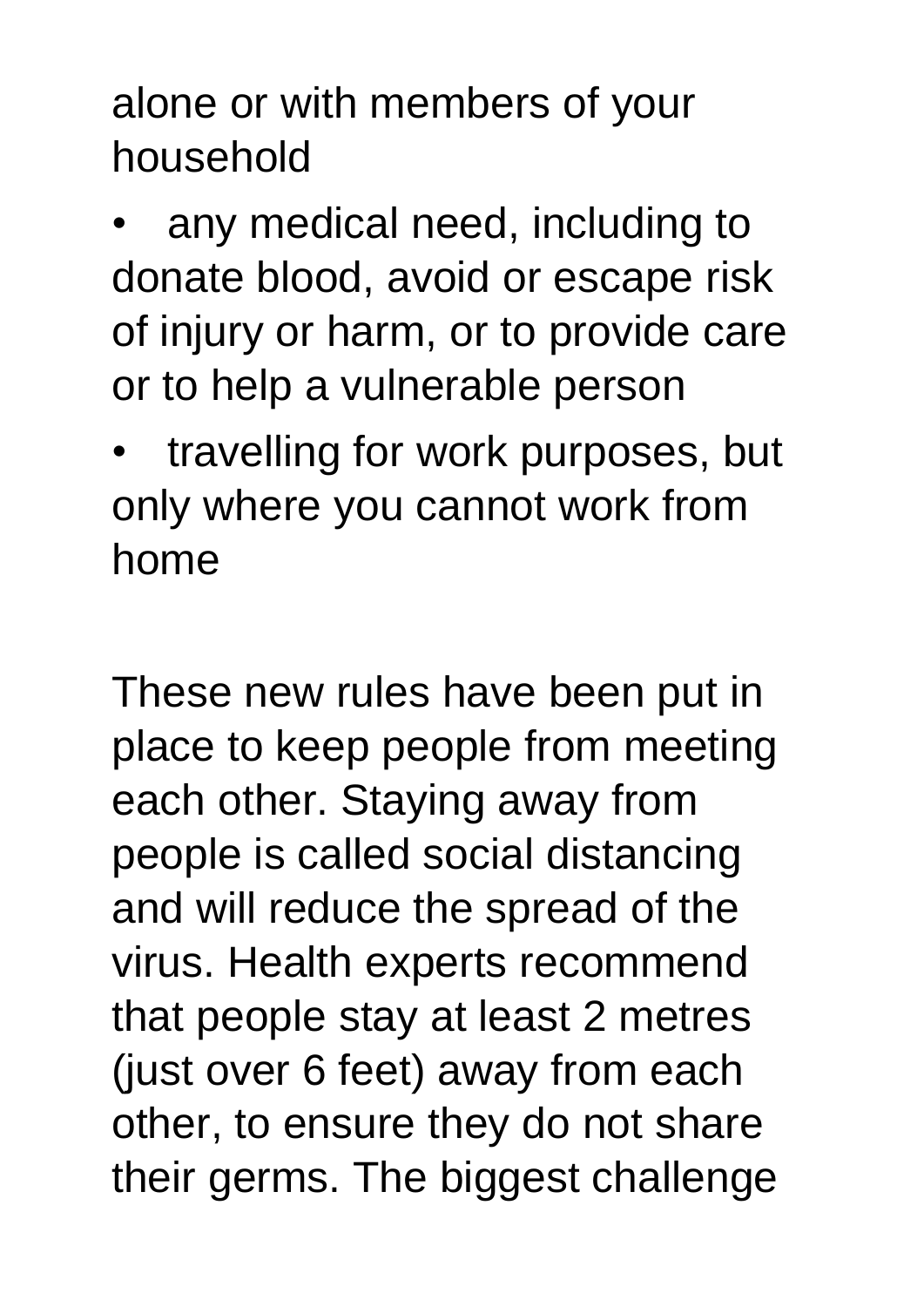alone or with members of your household

- any medical need, including to donate blood, avoid or escape risk of injury or harm, or to provide care or to help a vulnerable person
- travelling for work purposes, but only where you cannot work from home

These new rules have been put in place to keep people from meeting each other. Staying away from people is called social distancing and will reduce the spread of the virus. Health experts recommend that people stay at least 2 metres (just over 6 feet) away from each other, to ensure they do not share their germs. The biggest challenge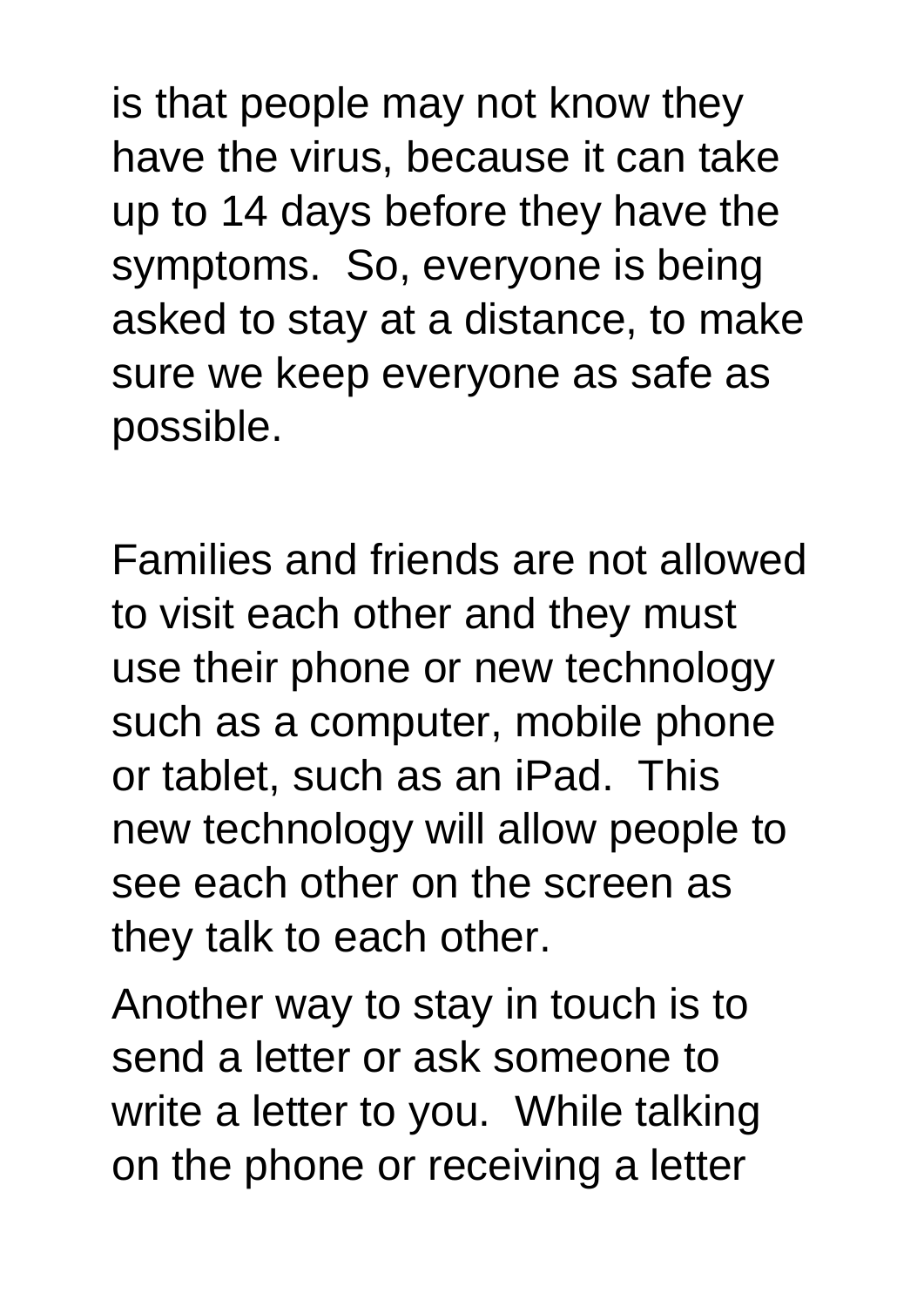is that people may not know they have the virus, because it can take up to 14 days before they have the symptoms.  So, everyone is being asked to stay at a distance, to make sure we keep everyone as safe as possible.

Families and friends are not allowed to visit each other and they must use their phone or new technology such as a computer, mobile phone or tablet, such as an iPad.  This new technology will allow people to see each other on the screen as they talk to each other.

Another way to stay in touch is to send a letter or ask someone to write a letter to you.  While talking on the phone or receiving a letter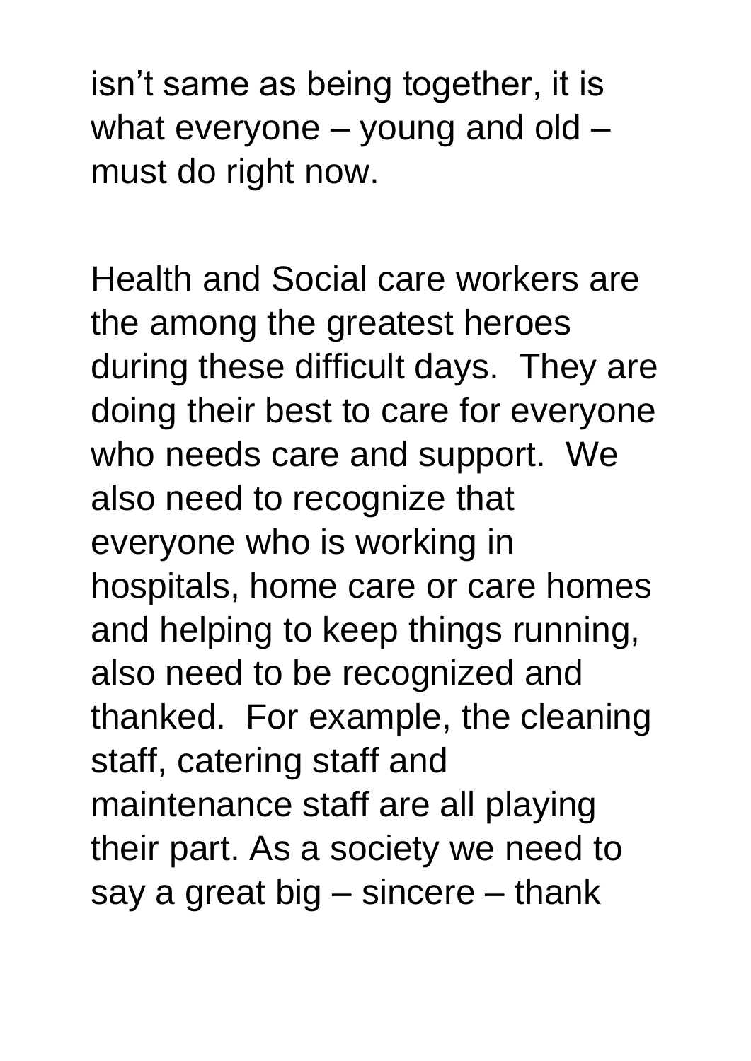isn't same as being together, it is what everyone – young and old – must do right now.

Health and Social care workers are the among the greatest heroes during these difficult days. They are doing their best to care for everyone who needs care and support. We also need to recognize that everyone who is working in hospitals, home care or care homes and helping to keep things running, also need to be recognized and thanked. For example, the cleaning staff, catering staff and maintenance staff are all playing their part. As a society we need to say a great big – sincere – thank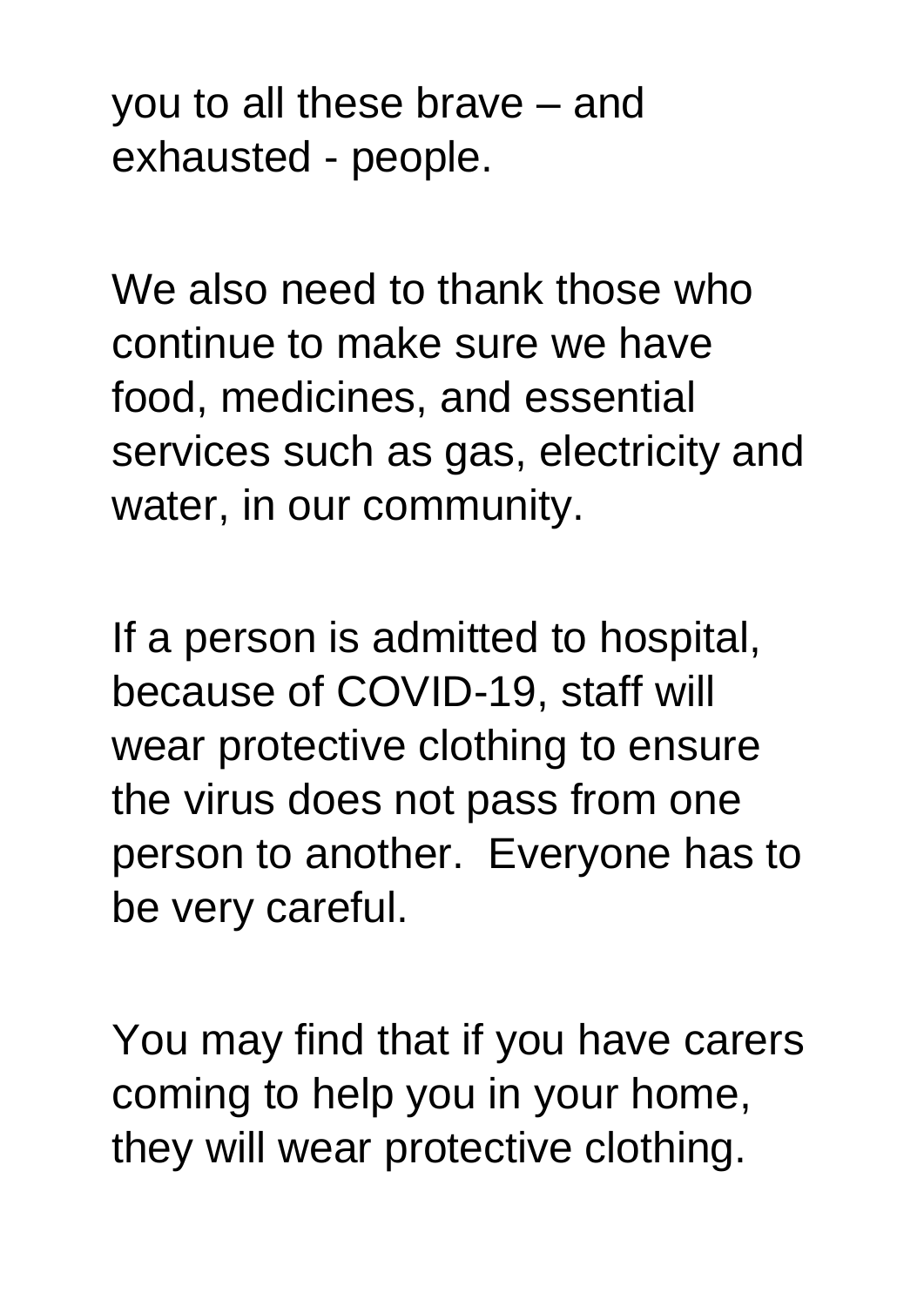you to all these brave – and exhausted - people.

We also need to thank those who continue to make sure we have food, medicines, and essential services such as gas, electricity and water, in our community.

If a person is admitted to hospital, because of COVID-19, staff will wear protective clothing to ensure the virus does not pass from one person to another.  Everyone has to be very careful.

You may find that if you have carers coming to help you in your home, they will wear protective clothing.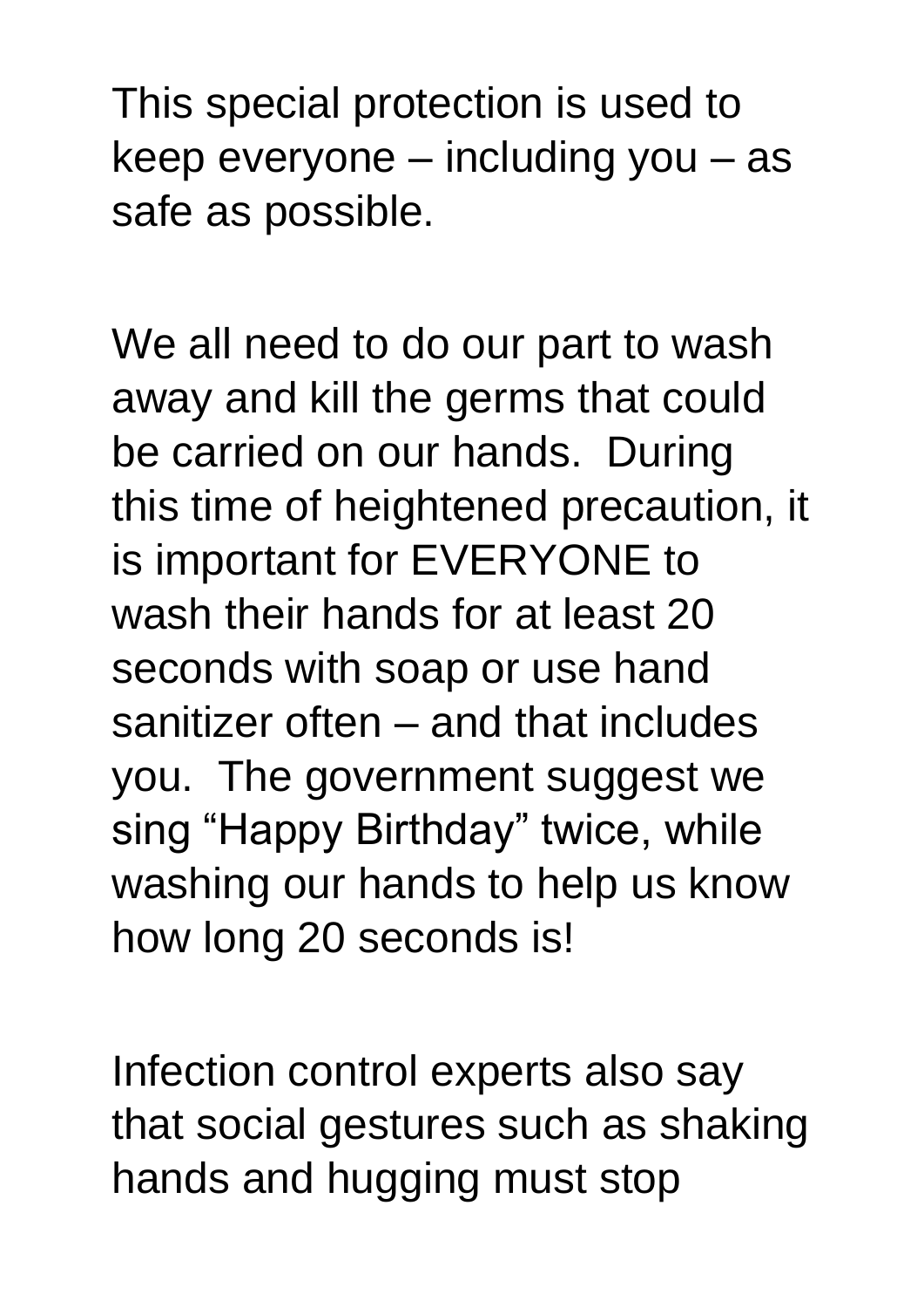This special protection is used to keep everyone – including you – as safe as possible.

We all need to do our part to wash away and kill the germs that could be carried on our hands. During this time of heightened precaution, it is important for EVERYONE to wash their hands for at least 20 seconds with soap or use hand sanitizer often – and that includes you. The government suggest we sing "Happy Birthday" twice, while washing our hands to help us know how long 20 seconds is!

Infection control experts also say that social gestures such as shaking hands and hugging must stop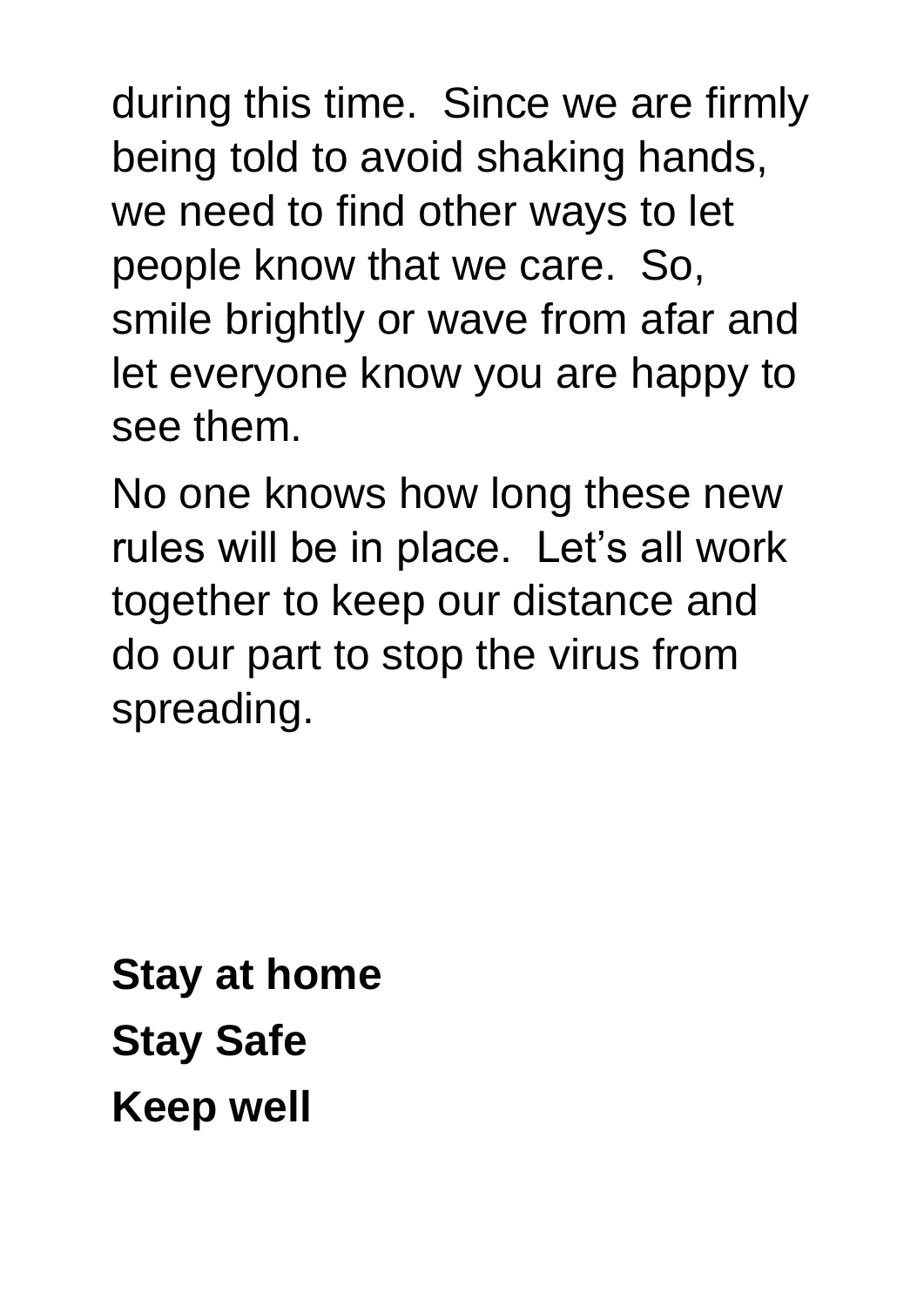during this time.  Since we are firmly being told to avoid shaking hands, we need to find other ways to let people know that we care.  So, smile brightly or wave from afar and let everyone know you are happy to see them.

No one knows how long these new rules will be in place.  Let's all work together to keep our distance and do our part to stop the virus from spreading.

**Stay at home**

**Stay Safe**

**Keep well**